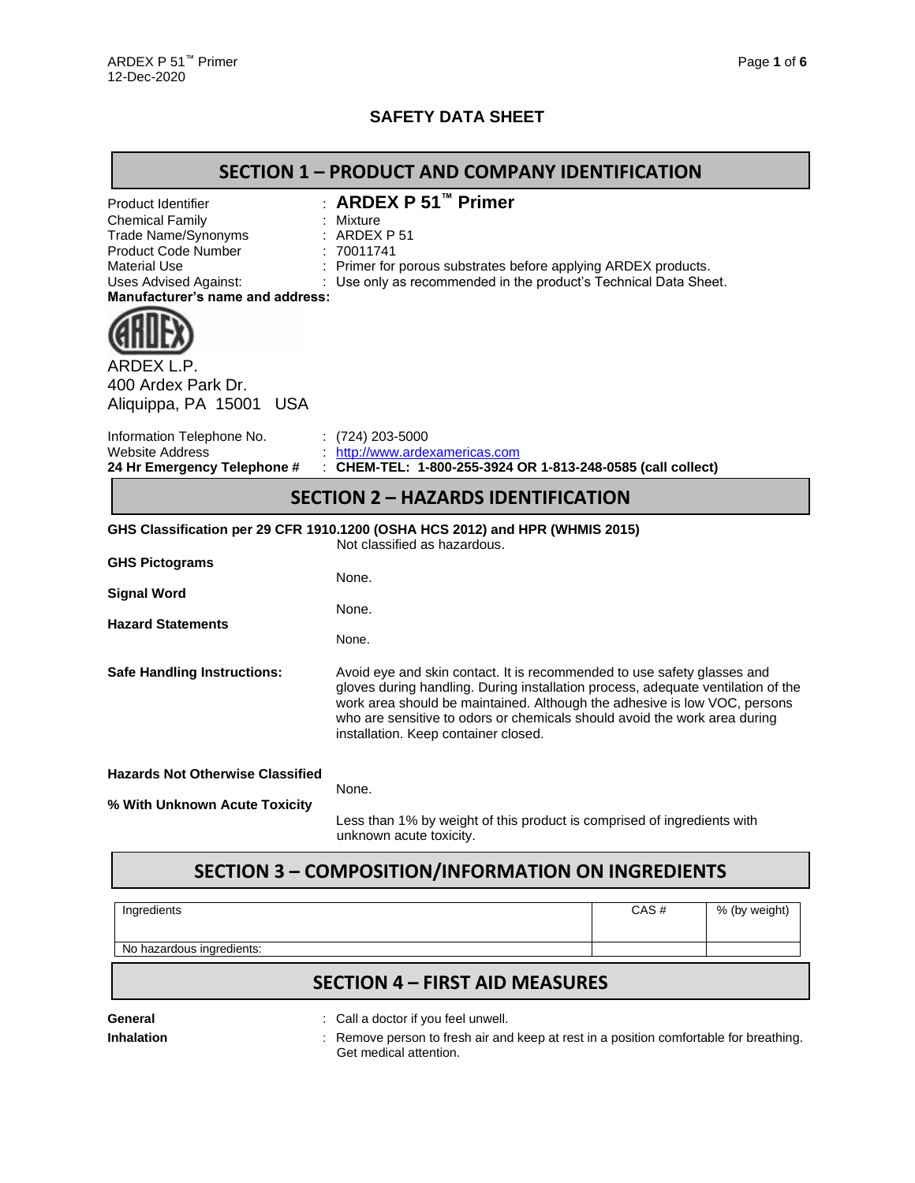# SAFETY DATA SHEET

## SECTION 1 – PRODUCT AND COMPANY IDENTIFICATION

| | |
|---|---|
| Product Identifier | : **ARDEX P 51™ Primer** |
| Chemical Family | : Mixture |
| Trade Name/Synonyms | : ARDEX P 51 |
| Product Code Number | : 70011741 |
| Material Use | : Primer for porous substrates before applying ARDEX products. |
| Uses Advised Against: | : Use only as recommended in the product's Technical Data Sheet. |

**Manufacturer's name and address:**

ARDEX L.P.
400 Ardex Park Dr.
Aliquippa, PA 15001 USA

| | |
|---|---|
| Information Telephone No. | : (724) 203-5000 |
| Website Address | : http://www.ardexamericas.com |
| **24 Hr Emergency Telephone #** | : **CHEM-TEL: 1-800-255-3924 OR 1-813-248-0585 (call collect)** |

## SECTION 2 – HAZARDS IDENTIFICATION

**GHS Classification per 29 CFR 1910.1200 (OSHA HCS 2012) and HPR (WHMIS 2015)**
Not classified as hazardous.

**GHS Pictograms**
None.

**Signal Word**
None.

**Hazard Statements**
None.

**Safe Handling Instructions:**
Avoid eye and skin contact. It is recommended to use safety glasses and gloves during handling. During installation process, adequate ventilation of the work area should be maintained. Although the adhesive is low VOC, persons who are sensitive to odors or chemicals should avoid the work area during installation. Keep container closed.

**Hazards Not Otherwise Classified**
None.

**% With Unknown Acute Toxicity**
Less than 1% by weight of this product is comprised of ingredients with unknown acute toxicity.

## SECTION 3 – COMPOSITION/INFORMATION ON INGREDIENTS

| Ingredients | CAS # | % (by weight) |
|---|---|---|
| No hazardous ingredients: | | |

## SECTION 4 – FIRST AID MEASURES

**General** : Call a doctor if you feel unwell.

**Inhalation** : Remove person to fresh air and keep at rest in a position comfortable for breathing. Get medical attention.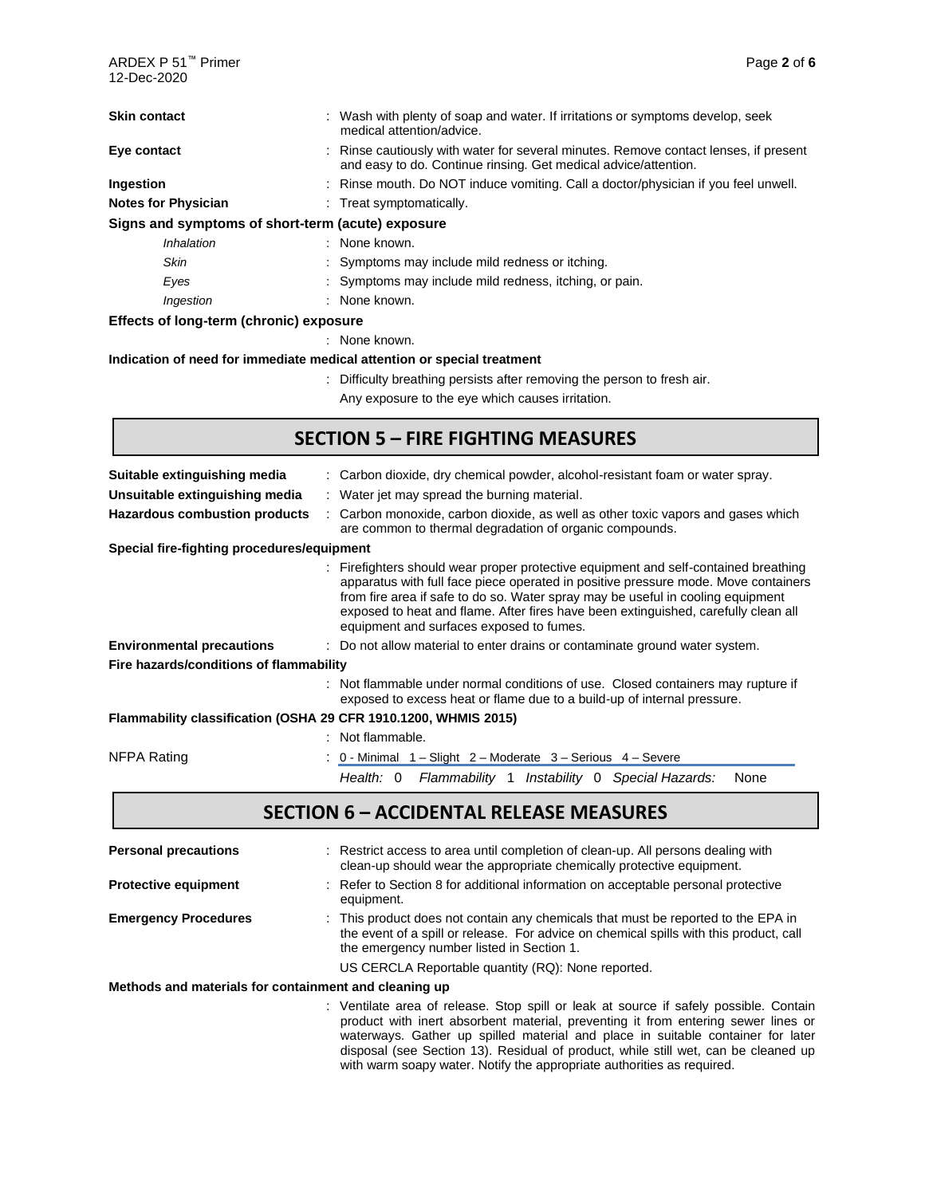**Skin contact** : Wash with plenty of soap and water. If irritations or symptoms develop, seek medical attention/advice.

**Eye contact** : Rinse cautiously with water for several minutes. Remove contact lenses, if present and easy to do. Continue rinsing. Get medical advice/attention.

**Ingestion** : Rinse mouth. Do NOT induce vomiting. Call a doctor/physician if you feel unwell.

**Notes for Physician** : Treat symptomatically.

**Signs and symptoms of short-term (acute) exposure**

- *Inhalation* : None known.
- *Skin* : Symptoms may include mild redness or itching.
- *Eyes* : Symptoms may include mild redness, itching, or pain.
- *Ingestion* : None known.

**Effects of long-term (chronic) exposure**

: None known.

**Indication of need for immediate medical attention or special treatment**

: Difficulty breathing persists after removing the person to fresh air.
Any exposure to the eye which causes irritation.

## SECTION 5 – FIRE FIGHTING MEASURES

**Suitable extinguishing media** : Carbon dioxide, dry chemical powder, alcohol-resistant foam or water spray.

**Unsuitable extinguishing media** : Water jet may spread the burning material.

**Hazardous combustion products** : Carbon monoxide, carbon dioxide, as well as other toxic vapors and gases which are common to thermal degradation of organic compounds.

**Special fire-fighting procedures/equipment**

: Firefighters should wear proper protective equipment and self-contained breathing apparatus with full face piece operated in positive pressure mode. Move containers from fire area if safe to do so. Water spray may be useful in cooling equipment exposed to heat and flame. After fires have been extinguished, carefully clean all equipment and surfaces exposed to fumes.

**Environmental precautions** : Do not allow material to enter drains or contaminate ground water system.

**Fire hazards/conditions of flammability**

: Not flammable under normal conditions of use. Closed containers may rupture if exposed to excess heat or flame due to a build-up of internal pressure.

**Flammability classification (OSHA 29 CFR 1910.1200, WHMIS 2015)**

: Not flammable.

NFPA Rating : 0 - Minimal 1 – Slight 2 – Moderate 3 – Serious 4 – Severe

*Health:* 0 *Flammability* 1 *Instability* 0 *Special Hazards:* None

## SECTION 6 – ACCIDENTAL RELEASE MEASURES

**Personal precautions** : Restrict access to area until completion of clean-up. All persons dealing with clean-up should wear the appropriate chemically protective equipment.

**Protective equipment** : Refer to Section 8 for additional information on acceptable personal protective equipment.

**Emergency Procedures** : This product does not contain any chemicals that must be reported to the EPA in the event of a spill or release. For advice on chemical spills with this product, call the emergency number listed in Section 1.

US CERCLA Reportable quantity (RQ): None reported.

**Methods and materials for containment and cleaning up**

: Ventilate area of release. Stop spill or leak at source if safely possible. Contain product with inert absorbent material, preventing it from entering sewer lines or waterways. Gather up spilled material and place in suitable container for later disposal (see Section 13). Residual of product, while still wet, can be cleaned up with warm soapy water. Notify the appropriate authorities as required.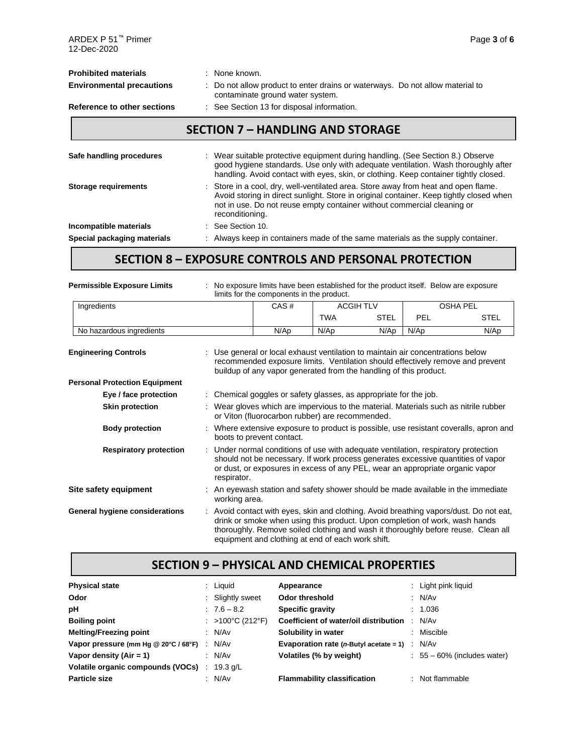**Prohibited materials** : None known.

**Environmental precautions** : Do not allow product to enter drains or waterways. Do not allow material to contaminate ground water system.

**Reference to other sections** : See Section 13 for disposal information.

## SECTION 7 – HANDLING AND STORAGE

**Safe handling procedures** : Wear suitable protective equipment during handling. (See Section 8.) Observe good hygiene standards. Use only with adequate ventilation. Wash thoroughly after handling. Avoid contact with eyes, skin, or clothing. Keep container tightly closed.

**Storage requirements** : Store in a cool, dry, well-ventilated area. Store away from heat and open flame. Avoid storing in direct sunlight. Store in original container. Keep tightly closed when not in use. Do not reuse empty container without commercial cleaning or reconditioning.

**Incompatible materials** : See Section 10.

**Special packaging materials** : Always keep in containers made of the same materials as the supply container.

## SECTION 8 – EXPOSURE CONTROLS AND PERSONAL PROTECTION

**Permissible Exposure Limits** : No exposure limits have been established for the product itself. Below are exposure limits for the components in the product.

| Ingredients | CAS # | ACGIH TLV | | OSHA PEL | |
|---|---|---|---|---|---|
| | | TWA | STEL | PEL | STEL |
| No hazardous ingredients | N/Ap | N/Ap | N/Ap | N/Ap | N/Ap |

**Engineering Controls** : Use general or local exhaust ventilation to maintain air concentrations below recommended exposure limits. Ventilation should effectively remove and prevent buildup of any vapor generated from the handling of this product.

**Personal Protection Equipment**

- **Eye / face protection** : Chemical goggles or safety glasses, as appropriate for the job.
- **Skin protection** : Wear gloves which are impervious to the material. Materials such as nitrile rubber or Viton (fluorocarbon rubber) are recommended.
- **Body protection** : Where extensive exposure to product is possible, use resistant coveralls, apron and boots to prevent contact.
- **Respiratory protection** : Under normal conditions of use with adequate ventilation, respiratory protection should not be necessary. If work process generates excessive quantities of vapor or dust, or exposures in excess of any PEL, wear an appropriate organic vapor respirator.

**Site safety equipment** : An eyewash station and safety shower should be made available in the immediate working area.

**General hygiene considerations** : Avoid contact with eyes, skin and clothing. Avoid breathing vapors/dust. Do not eat, drink or smoke when using this product. Upon completion of work, wash hands thoroughly. Remove soiled clothing and wash it thoroughly before reuse. Clean all equipment and clothing at end of each work shift.

## SECTION 9 – PHYSICAL AND CHEMICAL PROPERTIES

| | | | |
|---|---|---|---|
| **Physical state** | : Liquid | **Appearance** | : Light pink liquid |
| **Odor** | : Slightly sweet | **Odor threshold** | : N/Av |
| **pH** | : 7.6 – 8.2 | **Specific gravity** | : 1.036 |
| **Boiling point** | : >100°C (212°F) | **Coefficient of water/oil distribution** | : N/Av |
| **Melting/Freezing point** | : N/Av | **Solubility in water** | : Miscible |
| **Vapor pressure (mm Hg @ 20°C / 68°F)** | : N/Av | **Evaporation rate (*n*-Butyl acetate = 1)** | : N/Av |
| **Vapor density (Air = 1)** | : N/Av | **Volatiles (% by weight)** | : 55 – 60% (includes water) |
| **Volatile organic compounds (VOCs)** | : 19.3 g/L | | |
| **Particle size** | : N/Av | **Flammability classification** | : Not flammable |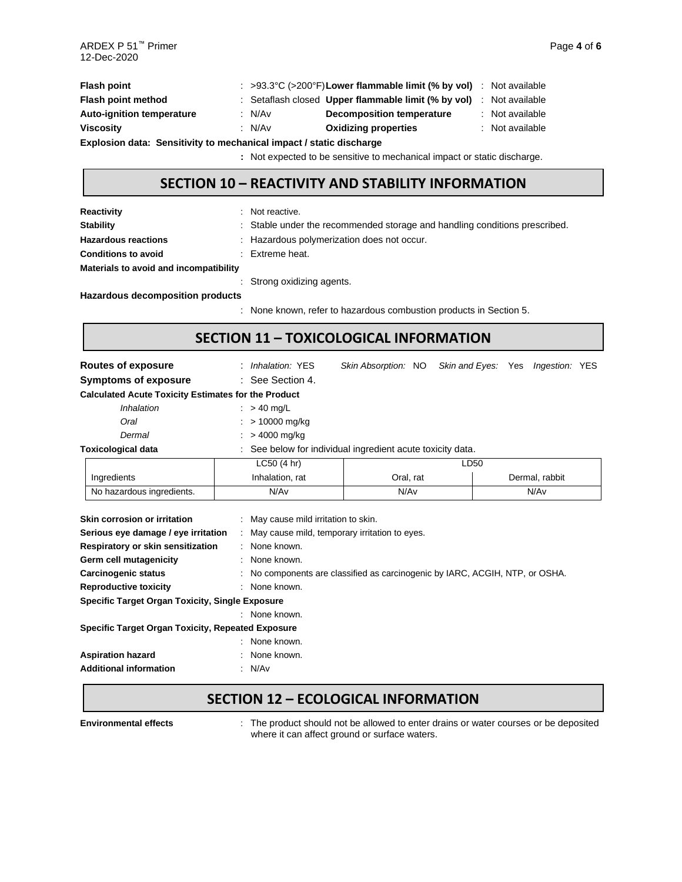**Flash point** : >93.3°C (>200°F) **Lower flammable limit (% by vol)** : Not available

**Flash point method** : Setaflash closed **Upper flammable limit (% by vol)** : Not available

**Auto-ignition temperature** : N/Av **Decomposition temperature** : Not available

**Viscosity** : N/Av **Oxidizing properties** : Not available

**Explosion data: Sensitivity to mechanical impact / static discharge**

: Not expected to be sensitive to mechanical impact or static discharge.

## SECTION 10 – REACTIVITY AND STABILITY INFORMATION

**Reactivity** : Not reactive.

**Stability** : Stable under the recommended storage and handling conditions prescribed.

**Hazardous reactions** : Hazardous polymerization does not occur.

**Conditions to avoid** : Extreme heat.

**Materials to avoid and incompatibility**

: Strong oxidizing agents.

**Hazardous decomposition products**

: None known, refer to hazardous combustion products in Section 5.

## SECTION 11 – TOXICOLOGICAL INFORMATION

**Routes of exposure** : *Inhalation:* YES *Skin Absorption:* NO *Skin and Eyes:* Yes *Ingestion:* YES

**Symptoms of exposure** : See Section 4.

**Calculated Acute Toxicity Estimates for the Product**

*Inhalation* : > 40 mg/L

*Oral* : > 10000 mg/kg

*Dermal* : > 4000 mg/kg

**Toxicological data** : See below for individual ingredient acute toxicity data.

| | LC50 (4 hr) | LD50 | |
|---|---|---|---|
| Ingredients | Inhalation, rat | Oral, rat | Dermal, rabbit |
| No hazardous ingredients. | N/Av | N/Av | N/Av |

**Skin corrosion or irritation** : May cause mild irritation to skin.

**Serious eye damage / eye irritation** : May cause mild, temporary irritation to eyes.

**Respiratory or skin sensitization** : None known.

**Germ cell mutagenicity** : None known.

**Carcinogenic status** : No components are classified as carcinogenic by IARC, ACGIH, NTP, or OSHA.

**Reproductive toxicity** : None known.

**Specific Target Organ Toxicity, Single Exposure**

: None known.

**Specific Target Organ Toxicity, Repeated Exposure**

: None known.

**Aspiration hazard** : None known.

**Additional information** : N/Av

## SECTION 12 – ECOLOGICAL INFORMATION

**Environmental effects** : The product should not be allowed to enter drains or water courses or be deposited where it can affect ground or surface waters.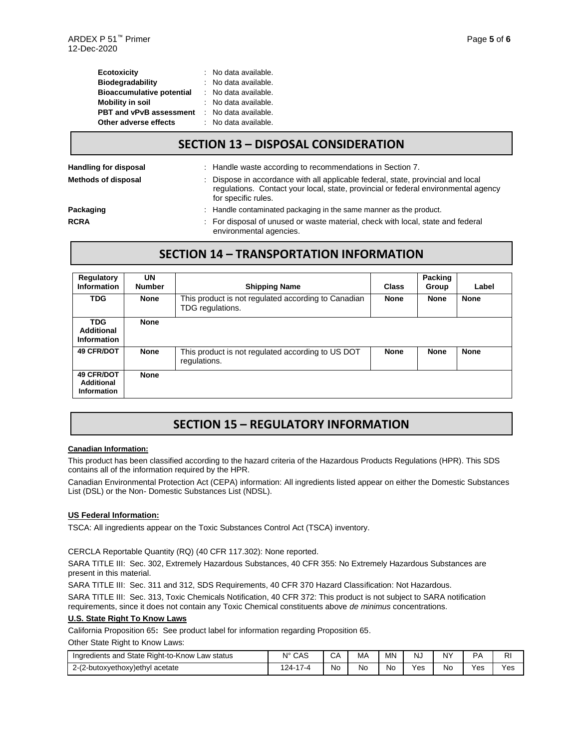**Ecotoxicity** : No data available.
**Biodegradability** : No data available.
**Bioaccumulative potential** : No data available.
**Mobility in soil** : No data available.
**PBT and vPvB assessment** : No data available.
**Other adverse effects** : No data available.

## SECTION 13 – DISPOSAL CONSIDERATION

**Handling for disposal** : Handle waste according to recommendations in Section 7.

**Methods of disposal** : Dispose in accordance with all applicable federal, state, provincial and local regulations. Contact your local, state, provincial or federal environmental agency for specific rules.

**Packaging** : Handle contaminated packaging in the same manner as the product.

**RCRA** : For disposal of unused or waste material, check with local, state and federal environmental agencies.

## SECTION 14 – TRANSPORTATION INFORMATION

| Regulatory Information | UN Number | Shipping Name | Class | Packing Group | Label |
|---|---|---|---|---|---|
| **TDG** | **None** | This product is not regulated according to Canadian TDG regulations. | **None** | **None** | **None** |
| **TDG Additional Information** | **None** | | | | |
| **49 CFR/DOT** | **None** | This product is not regulated according to US DOT regulations. | **None** | **None** | **None** |
| **49 CFR/DOT Additional Information** | **None** | | | | |

## SECTION 15 – REGULATORY INFORMATION

**Canadian Information:**

This product has been classified according to the hazard criteria of the Hazardous Products Regulations (HPR). This SDS contains all of the information required by the HPR.

Canadian Environmental Protection Act (CEPA) information: All ingredients listed appear on either the Domestic Substances List (DSL) or the Non- Domestic Substances List (NDSL).

**US Federal Information:**

TSCA: All ingredients appear on the Toxic Substances Control Act (TSCA) inventory.

CERCLA Reportable Quantity (RQ) (40 CFR 117.302): None reported.

SARA TITLE III: Sec. 302, Extremely Hazardous Substances, 40 CFR 355: No Extremely Hazardous Substances are present in this material.

SARA TITLE III: Sec. 311 and 312, SDS Requirements, 40 CFR 370 Hazard Classification: Not Hazardous.

SARA TITLE III: Sec. 313, Toxic Chemicals Notification, 40 CFR 372: This product is not subject to SARA notification requirements, since it does not contain any Toxic Chemical constituents above *de minimus* concentrations.

**U.S. State Right To Know Laws**

California Proposition 65**:** See product label for information regarding Proposition 65.

Other State Right to Know Laws:

| Ingredients and State Right-to-Know Law status | N° CAS | CA | MA | MN | NJ | NY | PA | RI |
|---|---|---|---|---|---|---|---|---|
| 2-(2-butoxyethoxy)ethyl acetate | 124-17-4 | No | No | No | Yes | No | Yes | Yes |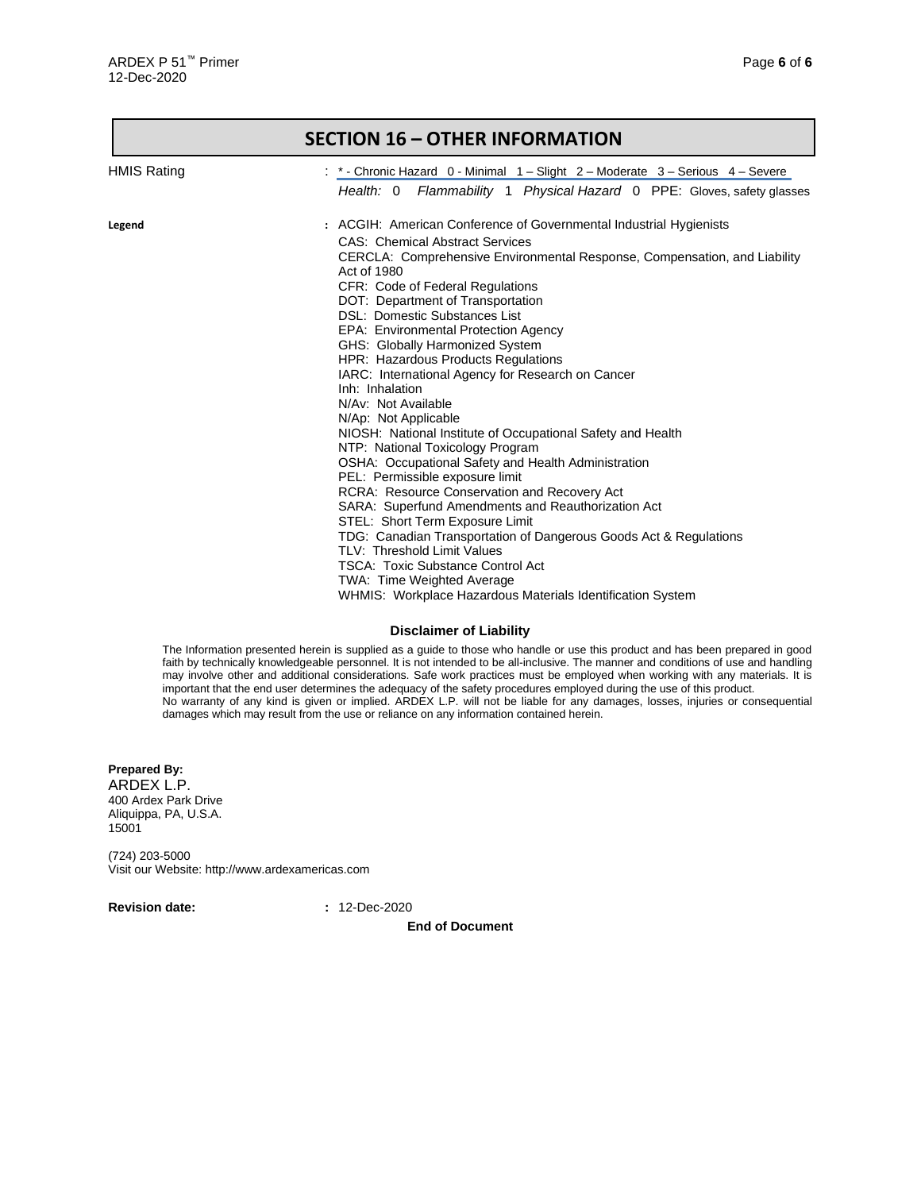## SECTION 16 – OTHER INFORMATION

**HMIS Rating** : * - Chronic Hazard 0 - Minimal 1 – Slight 2 – Moderate 3 – Serious 4 – Severe

*Health:* 0 *Flammability* 1 *Physical Hazard* 0 PPE: Gloves, safety glasses

**Legend** : ACGIH: American Conference of Governmental Industrial Hygienists
CAS: Chemical Abstract Services
CERCLA: Comprehensive Environmental Response, Compensation, and Liability Act of 1980
CFR: Code of Federal Regulations
DOT: Department of Transportation
DSL: Domestic Substances List
EPA: Environmental Protection Agency
GHS: Globally Harmonized System
HPR: Hazardous Products Regulations
IARC: International Agency for Research on Cancer
Inh: Inhalation
N/Av: Not Available
N/Ap: Not Applicable
NIOSH: National Institute of Occupational Safety and Health
NTP: National Toxicology Program
OSHA: Occupational Safety and Health Administration
PEL: Permissible exposure limit
RCRA: Resource Conservation and Recovery Act
SARA: Superfund Amendments and Reauthorization Act
STEL: Short Term Exposure Limit
TDG: Canadian Transportation of Dangerous Goods Act & Regulations
TLV: Threshold Limit Values
TSCA: Toxic Substance Control Act
TWA: Time Weighted Average
WHMIS: Workplace Hazardous Materials Identification System

**Disclaimer of Liability**

The Information presented herein is supplied as a guide to those who handle or use this product and has been prepared in good faith by technically knowledgeable personnel. It is not intended to be all-inclusive. The manner and conditions of use and handling may involve other and additional considerations. Safe work practices must be employed when working with any materials. It is important that the end user determines the adequacy of the safety procedures employed during the use of this product.
No warranty of any kind is given or implied. ARDEX L.P. will not be liable for any damages, losses, injuries or consequential damages which may result from the use or reliance on any information contained herein.

**Prepared By:**
ARDEX L.P.
400 Ardex Park Drive
Aliquippa, PA, U.S.A.
15001

(724) 203-5000
Visit our Website: http://www.ardexamericas.com

**Revision date:** : 12-Dec-2020

**End of Document**